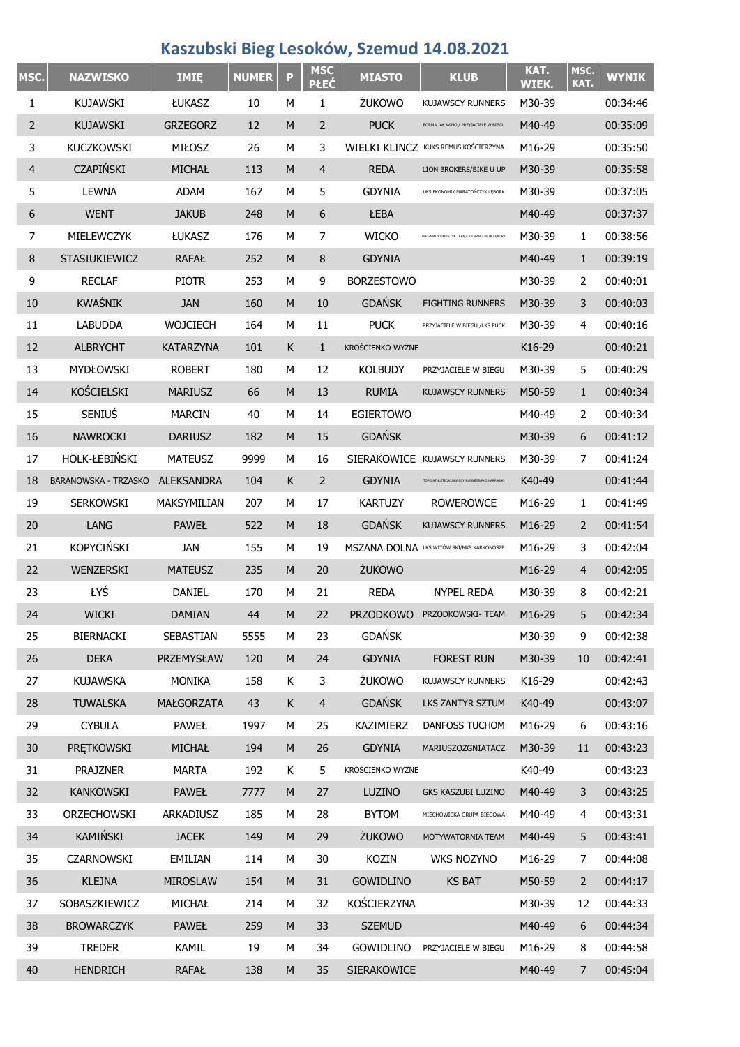# Kaszubski Bieg Lesoków, Szemud 14.08.2021

| MSC. | NAZWISKO | IMIĘ | NUMER | P | MSC PŁEĆ | MIASTO | KLUB | KAT. WIEK. | MSC. KAT. | WYNIK |
|---|---|---|---|---|---|---|---|---|---|---|
| 1 | KUJAWSKI | ŁUKASZ | 10 | M | 1 | ŻUKOWO | KUJAWSCY RUNNERS | M30-39 | | 00:34:46 |
| 2 | KUJAWSKI | GRZEGORZ | 12 | M | 2 | PUCK | FORMA JAK WINO / PRZYJACIELE W BIEGU | M40-49 | | 00:35:09 |
| 3 | KUCZKOWSKI | MIŁOSZ | 26 | M | 3 | WIELKI KLINCZ | KUKS REMUS KOŚCIERZYNA | M16-29 | | 00:35:50 |
| 4 | CZAPIŃSKI | MICHAŁ | 113 | M | 4 | REDA | LION BROKERS/BIKE U UP | M30-39 | | 00:35:58 |
| 5 | LEWNA | ADAM | 167 | M | 5 | GDYNIA | UKS EKONOMIK MARATOŃCZYK LĘBORK | M30-39 | | 00:37:05 |
| 6 | WENT | JAKUB | 248 | M | 6 | ŁEBA | | M40-49 | | 00:37:37 |
| 7 | MIELEWCZYK | ŁUKASZ | 176 | M | 7 | WICKO | BIEGAJĄCY DIETETYK TEAM/LKB BRACI PETK LĘBORK | M30-39 | 1 | 00:38:56 |
| 8 | STASIUKIEWICZ | RAFAŁ | 252 | M | 8 | GDYNIA | | M40-49 | 1 | 00:39:19 |
| 9 | RECLAF | PIOTR | 253 | M | 9 | BORZESTOWO | | M30-39 | 2 | 00:40:01 |
| 10 | KWAŚNIK | JAN | 160 | M | 10 | GDAŃSK | FIGHTING RUNNERS | M30-39 | 3 | 00:40:03 |
| 11 | LABUDDA | WOJCIECH | 164 | M | 11 | PUCK | PRZYJACIELE W BIEGU /LKS PUCK | M30-39 | 4 | 00:40:16 |
| 12 | ALBRYCHT | KATARZYNA | 101 | K | 1 | KROŚCIENKO WYŻNE | | K16-29 | | 00:40:21 |
| 13 | MYDŁOWSKI | ROBERT | 180 | M | 12 | KOLBUDY | PRZYJACIELE W BIEGU | M30-39 | 5 | 00:40:29 |
| 14 | KOŚCIELSKI | MARIUSZ | 66 | M | 13 | RUMIA | KUJAWSCY RUNNERS | M50-59 | 1 | 00:40:34 |
| 15 | SENIUŚ | MARCIN | 40 | M | 14 | EGIERTOWO | | M40-49 | 2 | 00:40:34 |
| 16 | NAWROCKI | DARIUSZ | 182 | M | 15 | GDAŃSK | | M30-39 | 6 | 00:41:12 |
| 17 | HOLK-ŁEBIŃSKI | MATEUSZ | 9999 | M | 16 | SIERAKOWICE | KUJAWSCY RUNNERS | M30-39 | 7 | 00:41:24 |
| 18 | BARANOWSKA - TRZASKO | ALEKSANDRA | 104 | K | 2 | GDYNIA | TOPO ATHLETIC/KUJAWSCY RUNNERS/PKO HARPAGAN | K40-49 | | 00:41:44 |
| 19 | SERKOWSKI | MAKSYMILIAN | 207 | M | 17 | KARTUZY | ROWEROWCE | M16-29 | 1 | 00:41:49 |
| 20 | LANG | PAWEŁ | 522 | M | 18 | GDAŃSK | KUJAWSCY RUNNERS | M16-29 | 2 | 00:41:54 |
| 21 | KOPYCIŃSKI | JAN | 155 | M | 19 | MSZANA DOLNA | LKS WITÓW SKI/MKS KARKONOSZE | M16-29 | 3 | 00:42:04 |
| 22 | WENZERSKI | MATEUSZ | 235 | M | 20 | ŻUKOWO | | M16-29 | 4 | 00:42:05 |
| 23 | ŁYŚ | DANIEL | 170 | M | 21 | REDA | NYPEL REDA | M30-39 | 8 | 00:42:21 |
| 24 | WICKI | DAMIAN | 44 | M | 22 | PRZODKOWO | PRZODKOWSKI- TEAM | M16-29 | 5 | 00:42:34 |
| 25 | BIERNACKI | SEBASTIAN | 5555 | M | 23 | GDAŃSK | | M30-39 | 9 | 00:42:38 |
| 26 | DEKA | PRZEMYSŁAW | 120 | M | 24 | GDYNIA | FOREST RUN | M30-39 | 10 | 00:42:41 |
| 27 | KUJAWSKA | MONIKA | 158 | K | 3 | ŻUKOWO | KUJAWSCY RUNNERS | K16-29 | | 00:42:43 |
| 28 | TUWALSKA | MAŁGORZATA | 43 | K | 4 | GDAŃSK | LKS ZANTYR SZTUM | K40-49 | | 00:43:07 |
| 29 | CYBULA | PAWEŁ | 1997 | M | 25 | KAZIMIERZ | DANFOSS TUCHOM | M16-29 | 6 | 00:43:16 |
| 30 | PRĘTKOWSKI | MICHAŁ | 194 | M | 26 | GDYNIA | MARIUSZOZGNIATACZ | M30-39 | 11 | 00:43:23 |
| 31 | PRAJZNER | MARTA | 192 | K | 5 | KROSCIENKO WYŻNE | | K40-49 | | 00:43:23 |
| 32 | KANKOWSKI | PAWEŁ | 7777 | M | 27 | LUZINO | GKS KASZUBI LUZINO | M40-49 | 3 | 00:43:25 |
| 33 | ORZECHOWSKI | ARKADIUSZ | 185 | M | 28 | BYTOM | MIECHOWICKA GRUPA BIEGOWA | M40-49 | 4 | 00:43:31 |
| 34 | KAMIŃSKI | JACEK | 149 | M | 29 | ŻUKOWO | MOTYWATORNIA TEAM | M40-49 | 5 | 00:43:41 |
| 35 | CZARNOWSKI | EMILIAN | 114 | M | 30 | KOZIN | WKS NOZYNO | M16-29 | 7 | 00:44:08 |
| 36 | KLEJNA | MIROSLAW | 154 | M | 31 | GOWIDLINO | KS BAT | M50-59 | 2 | 00:44:17 |
| 37 | SOBASZKIEWICZ | MICHAŁ | 214 | M | 32 | KOŚCIERZYNA | | M30-39 | 12 | 00:44:33 |
| 38 | BROWARCZYK | PAWEŁ | 259 | M | 33 | SZEMUD | | M40-49 | 6 | 00:44:34 |
| 39 | TREDER | KAMIL | 19 | M | 34 | GOWIDLINO | PRZYJACIELE W BIEGU | M16-29 | 8 | 00:44:58 |
| 40 | HENDRICH | RAFAŁ | 138 | M | 35 | SIERAKOWICE | | M40-49 | 7 | 00:45:04 |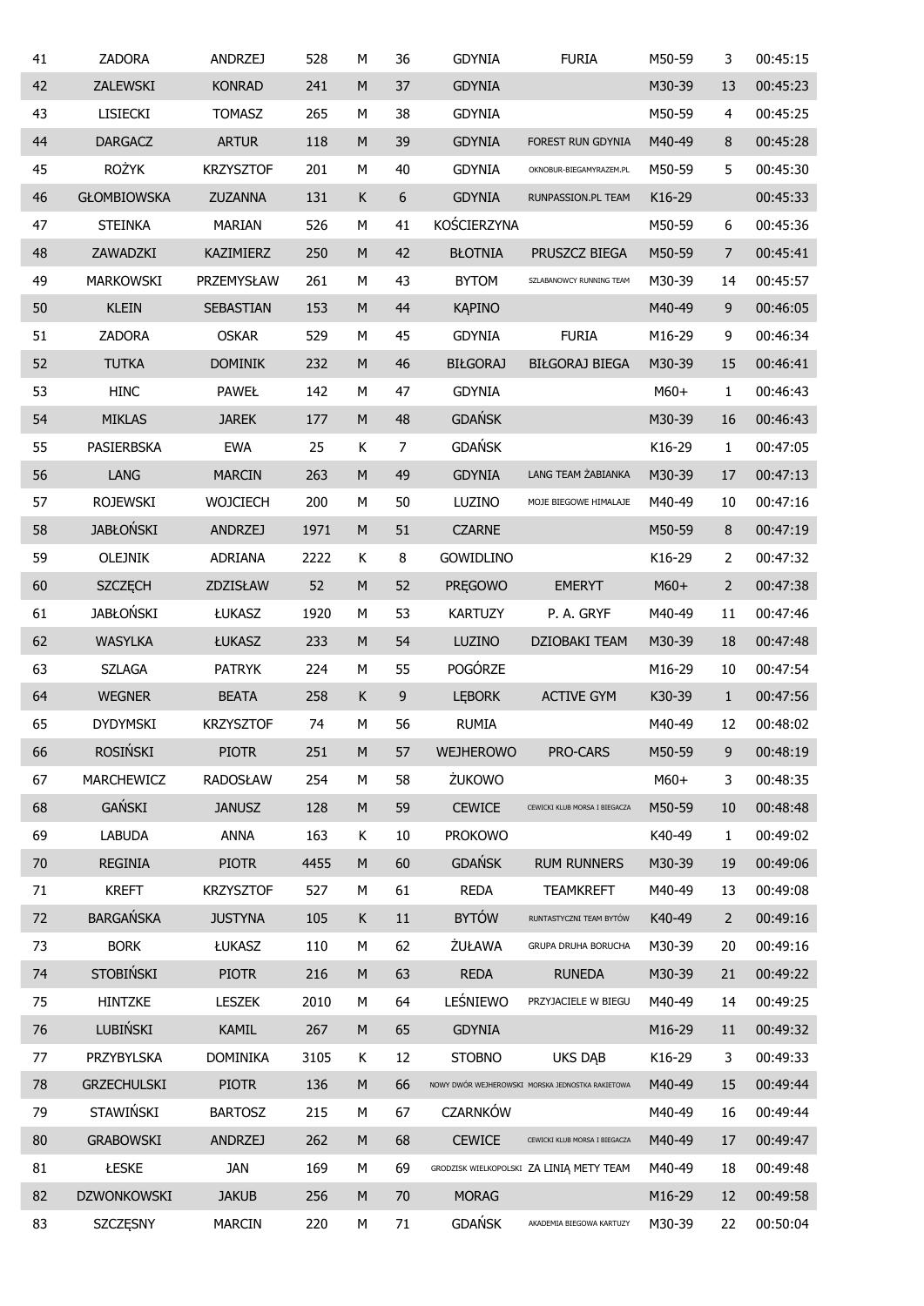| 41 | ZADORA | ANDRZEJ | 528 | M | 36 | GDYNIA | FURIA | M50-59 | 3 | 00:45:15 |
|---|---|---|---|---|---|---|---|---|---|---|
| 42 | ZALEWSKI | KONRAD | 241 | M | 37 | GDYNIA | | M30-39 | 13 | 00:45:23 |
| 43 | LISIECKI | TOMASZ | 265 | M | 38 | GDYNIA | | M50-59 | 4 | 00:45:25 |
| 44 | DARGACZ | ARTUR | 118 | M | 39 | GDYNIA | FOREST RUN GDYNIA | M40-49 | 8 | 00:45:28 |
| 45 | ROŻYK | KRZYSZTOF | 201 | M | 40 | GDYNIA | OKNOBUR-BIEGAMYRAZEM.PL | M50-59 | 5 | 00:45:30 |
| 46 | GŁOMBIOWSKA | ZUZANNA | 131 | K | 6 | GDYNIA | RUNPASSION.PL TEAM | K16-29 | | 00:45:33 |
| 47 | STEINKA | MARIAN | 526 | M | 41 | KOŚCIERZYNA | | M50-59 | 6 | 00:45:36 |
| 48 | ZAWADZKI | KAZIMIERZ | 250 | M | 42 | BŁOTNIA | PRUSZCZ BIEGA | M50-59 | 7 | 00:45:41 |
| 49 | MARKOWSKI | PRZEMYSŁAW | 261 | M | 43 | BYTOM | SZLABANOWCY RUNNING TEAM | M30-39 | 14 | 00:45:57 |
| 50 | KLEIN | SEBASTIAN | 153 | M | 44 | KĄPINO | | M40-49 | 9 | 00:46:05 |
| 51 | ZADORA | OSKAR | 529 | M | 45 | GDYNIA | FURIA | M16-29 | 9 | 00:46:34 |
| 52 | TUTKA | DOMINIK | 232 | M | 46 | BIŁGORAJ | BIŁGORAJ BIEGA | M30-39 | 15 | 00:46:41 |
| 53 | HINC | PAWEŁ | 142 | M | 47 | GDYNIA | | M60+ | 1 | 00:46:43 |
| 54 | MIKLAS | JAREK | 177 | M | 48 | GDAŃSK | | M30-39 | 16 | 00:46:43 |
| 55 | PASIERBSKA | EWA | 25 | K | 7 | GDAŃSK | | K16-29 | 1 | 00:47:05 |
| 56 | LANG | MARCIN | 263 | M | 49 | GDYNIA | LANG TEAM ŻABIANKA | M30-39 | 17 | 00:47:13 |
| 57 | ROJEWSKI | WOJCIECH | 200 | M | 50 | LUZINO | MOJE BIEGOWE HIMALAJE | M40-49 | 10 | 00:47:16 |
| 58 | JABŁOŃSKI | ANDRZEJ | 1971 | M | 51 | CZARNE | | M50-59 | 8 | 00:47:19 |
| 59 | OLEJNIK | ADRIANA | 2222 | K | 8 | GOWIDLINO | | K16-29 | 2 | 00:47:32 |
| 60 | SZCZĘCH | ZDZISŁAW | 52 | M | 52 | PRĘGOWO | EMERYT | M60+ | 2 | 00:47:38 |
| 61 | JABŁOŃSKI | ŁUKASZ | 1920 | M | 53 | KARTUZY | P. A. GRYF | M40-49 | 11 | 00:47:46 |
| 62 | WASYLKA | ŁUKASZ | 233 | M | 54 | LUZINO | DZIOBAKI TEAM | M30-39 | 18 | 00:47:48 |
| 63 | SZLAGA | PATRYK | 224 | M | 55 | POGÓRZE | | M16-29 | 10 | 00:47:54 |
| 64 | WEGNER | BEATA | 258 | K | 9 | LĘBORK | ACTIVE GYM | K30-39 | 1 | 00:47:56 |
| 65 | DYDYMSKI | KRZYSZTOF | 74 | M | 56 | RUMIA | | M40-49 | 12 | 00:48:02 |
| 66 | ROSIŃSKI | PIOTR | 251 | M | 57 | WEJHEROWO | PRO-CARS | M50-59 | 9 | 00:48:19 |
| 67 | MARCHEWICZ | RADOSŁAW | 254 | M | 58 | ŻUKOWO | | M60+ | 3 | 00:48:35 |
| 68 | GAŃSKI | JANUSZ | 128 | M | 59 | CEWICE | CEWICKI KLUB MORSA I BIEGACZA | M50-59 | 10 | 00:48:48 |
| 69 | LABUDA | ANNA | 163 | K | 10 | PROKOWO | | K40-49 | 1 | 00:49:02 |
| 70 | REGINIA | PIOTR | 4455 | M | 60 | GDAŃSK | RUM RUNNERS | M30-39 | 19 | 00:49:06 |
| 71 | KREFT | KRZYSZTOF | 527 | M | 61 | REDA | TEAMKREFT | M40-49 | 13 | 00:49:08 |
| 72 | BARGAŃSKA | JUSTYNA | 105 | K | 11 | BYTÓW | RUNTASTYCZNI TEAM BYTÓW | K40-49 | 2 | 00:49:16 |
| 73 | BORK | ŁUKASZ | 110 | M | 62 | ŻUŁAWA | GRUPA DRUHA BORUCHA | M30-39 | 20 | 00:49:16 |
| 74 | STOBIŃSKI | PIOTR | 216 | M | 63 | REDA | RUNEDA | M30-39 | 21 | 00:49:22 |
| 75 | HINTZKE | LESZEK | 2010 | M | 64 | LEŚNIEWO | PRZYJACIELE W BIEGU | M40-49 | 14 | 00:49:25 |
| 76 | LUBIŃSKI | KAMIL | 267 | M | 65 | GDYNIA | | M16-29 | 11 | 00:49:32 |
| 77 | PRZYBYLSKA | DOMINIKA | 3105 | K | 12 | STOBNO | UKS DĄB | K16-29 | 3 | 00:49:33 |
| 78 | GRZECHULSKI | PIOTR | 136 | M | 66 | NOWY DWÓR WEJHEROWSKI | MORSKA JEDNOSTKA RAKIETOWA | M40-49 | 15 | 00:49:44 |
| 79 | STAWIŃSKI | BARTOSZ | 215 | M | 67 | CZARNKÓW | | M40-49 | 16 | 00:49:44 |
| 80 | GRABOWSKI | ANDRZEJ | 262 | M | 68 | CEWICE | CEWICKI KLUB MORSA I BIEGACZA | M40-49 | 17 | 00:49:47 |
| 81 | ŁESKE | JAN | 169 | M | 69 | GRODZISK WIELKOPOLSKI | ZA LINIĄ METY TEAM | M40-49 | 18 | 00:49:48 |
| 82 | DZWONKOWSKI | JAKUB | 256 | M | 70 | MORAG | | M16-29 | 12 | 00:49:58 |
| 83 | SZCZĘSNY | MARCIN | 220 | M | 71 | GDAŃSK | AKADEMIA BIEGOWA KARTUZY | M30-39 | 22 | 00:50:04 |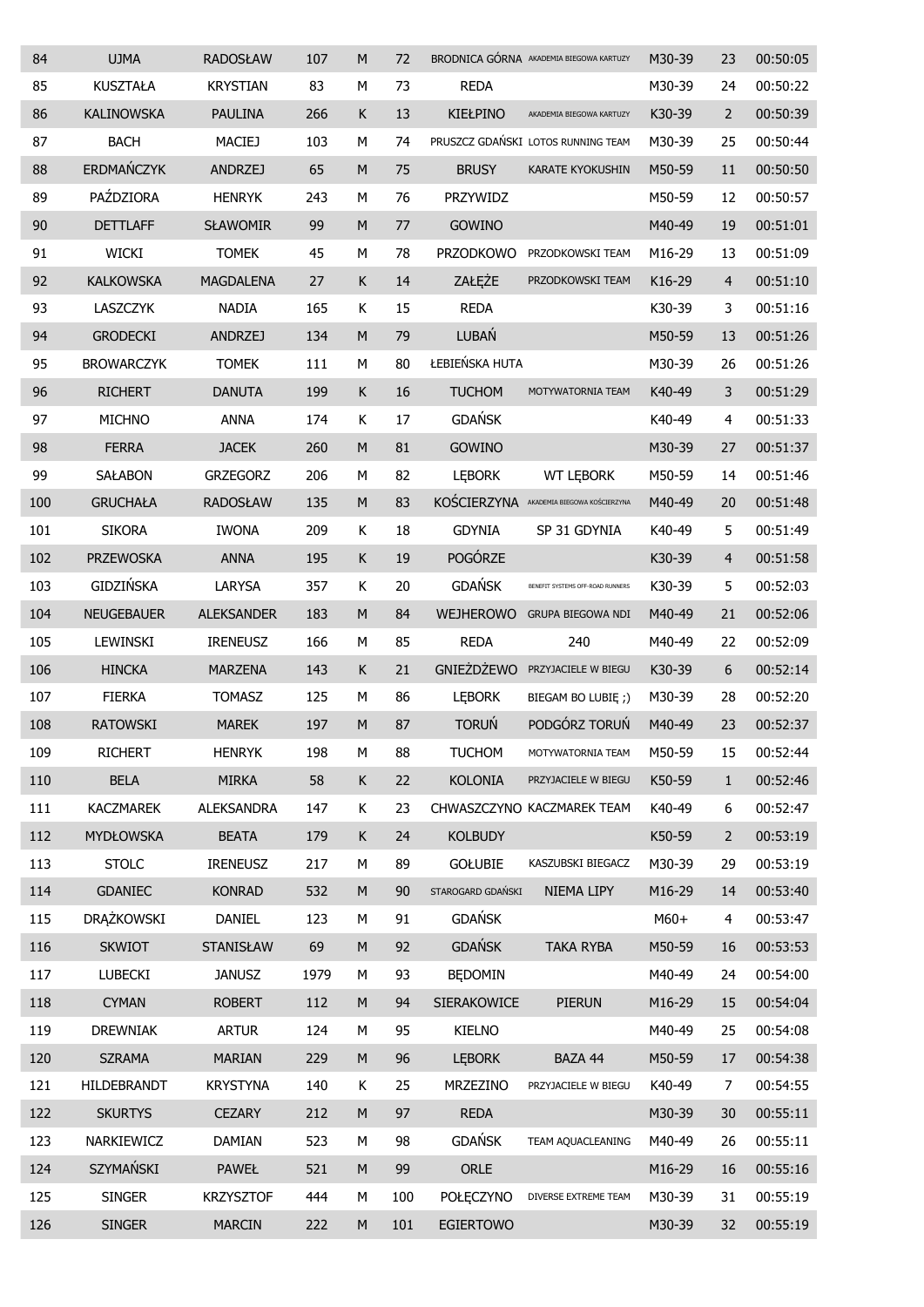| 84 | UJMA | RADOSŁAW | 107 | M | 72 | BRODNICA GÓRNA | AKADEMIA BIEGOWA KARTUZY | M30-39 | 23 | 00:50:05 |
|---|---|---|---|---|---|---|---|---|---|---|
| 85 | KUSZTAŁA | KRYSTIAN | 83 | M | 73 | REDA | | M30-39 | 24 | 00:50:22 |
| 86 | KALINOWSKA | PAULINA | 266 | K | 13 | KIEŁPINO | AKADEMIA BIEGOWA KARTUZY | K30-39 | 2 | 00:50:39 |
| 87 | BACH | MACIEJ | 103 | M | 74 | PRUSZCZ GDAŃSKI | LOTOS RUNNING TEAM | M30-39 | 25 | 00:50:44 |
| 88 | ERDMAŃCZYK | ANDRZEJ | 65 | M | 75 | BRUSY | KARATE KYOKUSHIN | M50-59 | 11 | 00:50:50 |
| 89 | PAŹDZIORA | HENRYK | 243 | M | 76 | PRZYWIDZ | | M50-59 | 12 | 00:50:57 |
| 90 | DETTLAFF | SŁAWOMIR | 99 | M | 77 | GOWINO | | M40-49 | 19 | 00:51:01 |
| 91 | WICKI | TOMEK | 45 | M | 78 | PRZODKOWO | PRZODKOWSKI TEAM | M16-29 | 13 | 00:51:09 |
| 92 | KALKOWSKA | MAGDALENA | 27 | K | 14 | ZAŁĘŻE | PRZODKOWSKI TEAM | K16-29 | 4 | 00:51:10 |
| 93 | LASZCZYK | NADIA | 165 | K | 15 | REDA | | K30-39 | 3 | 00:51:16 |
| 94 | GRODECKI | ANDRZEJ | 134 | M | 79 | LUBAŃ | | M50-59 | 13 | 00:51:26 |
| 95 | BROWARCZYK | TOMEK | 111 | M | 80 | ŁEBIEŃSKA HUTA | | M30-39 | 26 | 00:51:26 |
| 96 | RICHERT | DANUTA | 199 | K | 16 | TUCHOM | MOTYWATORNIA TEAM | K40-49 | 3 | 00:51:29 |
| 97 | MICHNO | ANNA | 174 | K | 17 | GDAŃSK | | K40-49 | 4 | 00:51:33 |
| 98 | FERRA | JACEK | 260 | M | 81 | GOWINO | | M30-39 | 27 | 00:51:37 |
| 99 | SAŁABON | GRZEGORZ | 206 | M | 82 | LĘBORK | WT LĘBORK | M50-59 | 14 | 00:51:46 |
| 100 | GRUCHAŁA | RADOSŁAW | 135 | M | 83 | KOŚCIERZYNA | AKADEMIA BIEGOWA KOŚCIERZYNA | M40-49 | 20 | 00:51:48 |
| 101 | SIKORA | IWONA | 209 | K | 18 | GDYNIA | SP 31 GDYNIA | K40-49 | 5 | 00:51:49 |
| 102 | PRZEWOSKA | ANNA | 195 | K | 19 | POGÓRZE | | K30-39 | 4 | 00:51:58 |
| 103 | GIDZIŃSKA | LARYSA | 357 | K | 20 | GDAŃSK | BENEFIT SYSTEMS OFF-ROAD RUNNERS | K30-39 | 5 | 00:52:03 |
| 104 | NEUGEBAUER | ALEKSANDER | 183 | M | 84 | WEJHEROWO | GRUPA BIEGOWA NDI | M40-49 | 21 | 00:52:06 |
| 105 | LEWINSKI | IRENEUSZ | 166 | M | 85 | REDA | 240 | M40-49 | 22 | 00:52:09 |
| 106 | HINCKA | MARZENA | 143 | K | 21 | GNIEŻDŻEWO | PRZYJACIELE W BIEGU | K30-39 | 6 | 00:52:14 |
| 107 | FIERKA | TOMASZ | 125 | M | 86 | LĘBORK | BIEGAM BO LUBIĘ ;) | M30-39 | 28 | 00:52:20 |
| 108 | RATOWSKI | MAREK | 197 | M | 87 | TORUŃ | PODGÓRZ TORUŃ | M40-49 | 23 | 00:52:37 |
| 109 | RICHERT | HENRYK | 198 | M | 88 | TUCHOM | MOTYWATORNIA TEAM | M50-59 | 15 | 00:52:44 |
| 110 | BELA | MIRKA | 58 | K | 22 | KOLONIA | PRZYJACIELE W BIEGU | K50-59 | 1 | 00:52:46 |
| 111 | KACZMAREK | ALEKSANDRA | 147 | K | 23 | CHWASZCZYNO | KACZMAREK TEAM | K40-49 | 6 | 00:52:47 |
| 112 | MYDŁOWSKA | BEATA | 179 | K | 24 | KOLBUDY | | K50-59 | 2 | 00:53:19 |
| 113 | STOLC | IRENEUSZ | 217 | M | 89 | GOŁUBIE | KASZUBSKI BIEGACZ | M30-39 | 29 | 00:53:19 |
| 114 | GDANIEC | KONRAD | 532 | M | 90 | STAROGARD GDAŃSKI | NIEMA LIPY | M16-29 | 14 | 00:53:40 |
| 115 | DRĄŻKOWSKI | DANIEL | 123 | M | 91 | GDAŃSK | | M60+ | 4 | 00:53:47 |
| 116 | SKWIOT | STANISŁAW | 69 | M | 92 | GDAŃSK | TAKA RYBA | M50-59 | 16 | 00:53:53 |
| 117 | LUBECKI | JANUSZ | 1979 | M | 93 | BĘDOMIN | | M40-49 | 24 | 00:54:00 |
| 118 | CYMAN | ROBERT | 112 | M | 94 | SIERAKOWICE | PIERUN | M16-29 | 15 | 00:54:04 |
| 119 | DREWNIAK | ARTUR | 124 | M | 95 | KIELNO | | M40-49 | 25 | 00:54:08 |
| 120 | SZRAMA | MARIAN | 229 | M | 96 | LĘBORK | BAZA 44 | M50-59 | 17 | 00:54:38 |
| 121 | HILDEBRANDT | KRYSTYNA | 140 | K | 25 | MRZEZINO | PRZYJACIELE W BIEGU | K40-49 | 7 | 00:54:55 |
| 122 | SKURTYS | CEZARY | 212 | M | 97 | REDA | | M30-39 | 30 | 00:55:11 |
| 123 | NARKIEWICZ | DAMIAN | 523 | M | 98 | GDAŃSK | TEAM AQUACLEANING | M40-49 | 26 | 00:55:11 |
| 124 | SZYMAŃSKI | PAWEŁ | 521 | M | 99 | ORLE | | M16-29 | 16 | 00:55:16 |
| 125 | SINGER | KRZYSZTOF | 444 | M | 100 | POŁĘCZYNO | DIVERSE EXTREME TEAM | M30-39 | 31 | 00:55:19 |
| 126 | SINGER | MARCIN | 222 | M | 101 | EGIERTOWO | | M30-39 | 32 | 00:55:19 |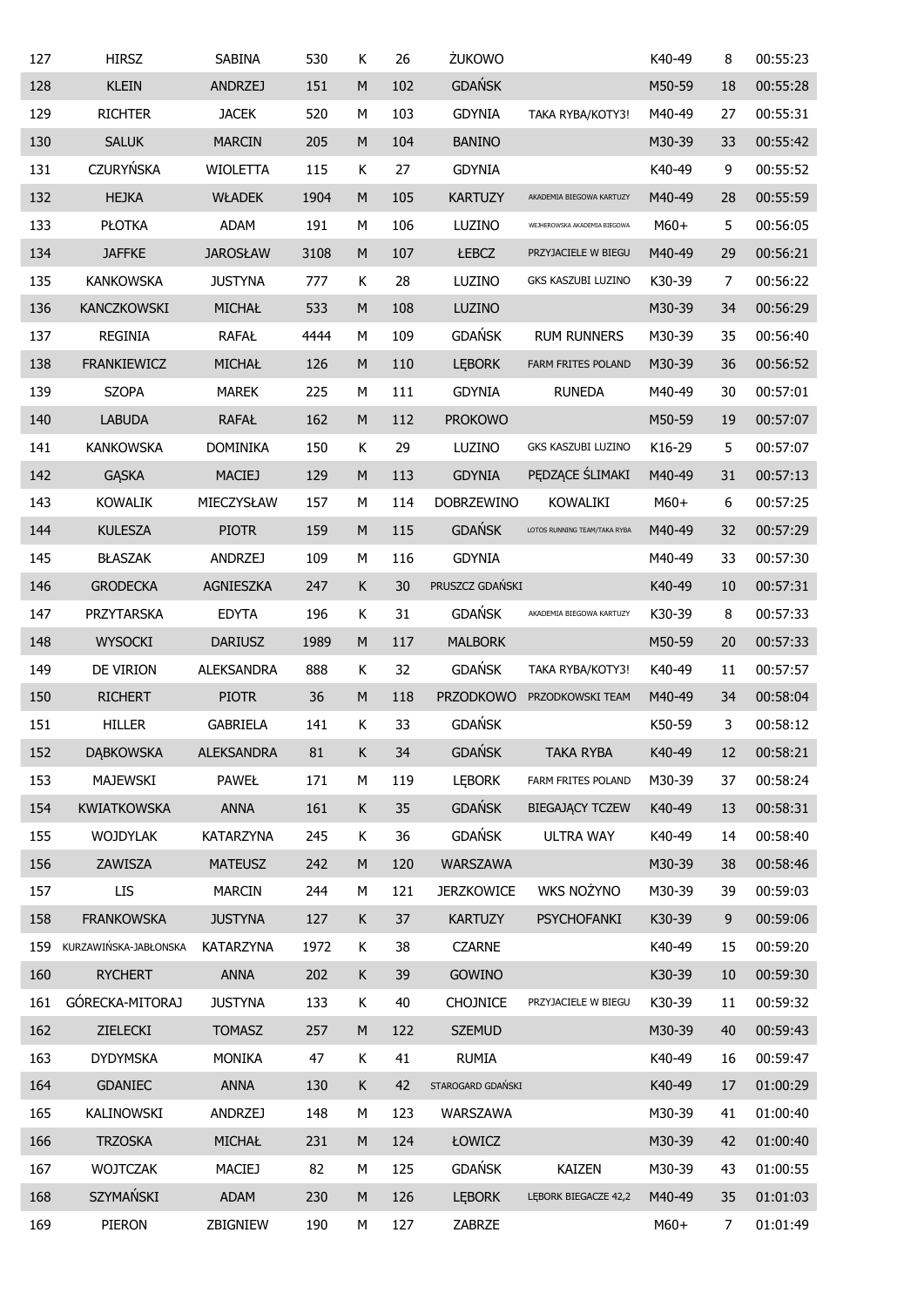| 127 | HIRSZ | SABINA | 530 | K | 26 | ŻUKOWO | | K40-49 | 8 | 00:55:23 |
|---|---|---|---|---|---|---|---|---|---|---|
| 128 | KLEIN | ANDRZEJ | 151 | M | 102 | GDAŃSK | | M50-59 | 18 | 00:55:28 |
| 129 | RICHTER | JACEK | 520 | M | 103 | GDYNIA | TAKA RYBA/KOTY3! | M40-49 | 27 | 00:55:31 |
| 130 | SALUK | MARCIN | 205 | M | 104 | BANINO | | M30-39 | 33 | 00:55:42 |
| 131 | CZURYŃSKA | WIOLETTA | 115 | K | 27 | GDYNIA | | K40-49 | 9 | 00:55:52 |
| 132 | HEJKA | WŁADEK | 1904 | M | 105 | KARTUZY | AKADEMIA BIEGOWA KARTUZY | M40-49 | 28 | 00:55:59 |
| 133 | PŁOTKA | ADAM | 191 | M | 106 | LUZINO | WEJHEROWSKA AKADEMIA BIEGOWA | M60+ | 5 | 00:56:05 |
| 134 | JAFFKE | JAROSŁAW | 3108 | M | 107 | ŁEBCZ | PRZYJACIELE W BIEGU | M40-49 | 29 | 00:56:21 |
| 135 | KANKOWSKA | JUSTYNA | 777 | K | 28 | LUZINO | GKS KASZUBI LUZINO | K30-39 | 7 | 00:56:22 |
| 136 | KANCZKOWSKI | MICHAŁ | 533 | M | 108 | LUZINO | | M30-39 | 34 | 00:56:29 |
| 137 | REGINIA | RAFAŁ | 4444 | M | 109 | GDAŃSK | RUM RUNNERS | M30-39 | 35 | 00:56:40 |
| 138 | FRANKIEWICZ | MICHAŁ | 126 | M | 110 | LĘBORK | FARM FRITES POLAND | M30-39 | 36 | 00:56:52 |
| 139 | SZOPA | MAREK | 225 | M | 111 | GDYNIA | RUNEDA | M40-49 | 30 | 00:57:01 |
| 140 | LABUDA | RAFAŁ | 162 | M | 112 | PROKOWO | | M50-59 | 19 | 00:57:07 |
| 141 | KANKOWSKA | DOMINIKA | 150 | K | 29 | LUZINO | GKS KASZUBI LUZINO | K16-29 | 5 | 00:57:07 |
| 142 | GĄSKA | MACIEJ | 129 | M | 113 | GDYNIA | PĘDZĄCE ŚLIMAKI | M40-49 | 31 | 00:57:13 |
| 143 | KOWALIK | MIECZYSŁAW | 157 | M | 114 | DOBRZEWINO | KOWALIKI | M60+ | 6 | 00:57:25 |
| 144 | KULESZA | PIOTR | 159 | M | 115 | GDAŃSK | LOTOS RUNNING TEAM/TAKA RYBA | M40-49 | 32 | 00:57:29 |
| 145 | BŁASZAK | ANDRZEJ | 109 | M | 116 | GDYNIA | | M40-49 | 33 | 00:57:30 |
| 146 | GRODECKA | AGNIESZKA | 247 | K | 30 | PRUSZCZ GDAŃSKI | | K40-49 | 10 | 00:57:31 |
| 147 | PRZYTARSKA | EDYTA | 196 | K | 31 | GDAŃSK | AKADEMIA BIEGOWA KARTUZY | K30-39 | 8 | 00:57:33 |
| 148 | WYSOCKI | DARIUSZ | 1989 | M | 117 | MALBORK | | M50-59 | 20 | 00:57:33 |
| 149 | DE VIRION | ALEKSANDRA | 888 | K | 32 | GDAŃSK | TAKA RYBA/KOTY3! | K40-49 | 11 | 00:57:57 |
| 150 | RICHERT | PIOTR | 36 | M | 118 | PRZODKOWO | PRZODKOWSKI TEAM | M40-49 | 34 | 00:58:04 |
| 151 | HILLER | GABRIELA | 141 | K | 33 | GDAŃSK | | K50-59 | 3 | 00:58:12 |
| 152 | DĄBKOWSKA | ALEKSANDRA | 81 | K | 34 | GDAŃSK | TAKA RYBA | K40-49 | 12 | 00:58:21 |
| 153 | MAJEWSKI | PAWEŁ | 171 | M | 119 | LĘBORK | FARM FRITES POLAND | M30-39 | 37 | 00:58:24 |
| 154 | KWIATKOWSKA | ANNA | 161 | K | 35 | GDAŃSK | BIEGAJĄCY TCZEW | K40-49 | 13 | 00:58:31 |
| 155 | WOJDYLAK | KATARZYNA | 245 | K | 36 | GDAŃSK | ULTRA WAY | K40-49 | 14 | 00:58:40 |
| 156 | ZAWISZA | MATEUSZ | 242 | M | 120 | WARSZAWA | | M30-39 | 38 | 00:58:46 |
| 157 | LIS | MARCIN | 244 | M | 121 | JERZKOWICE | WKS NOŻYNO | M30-39 | 39 | 00:59:03 |
| 158 | FRANKOWSKA | JUSTYNA | 127 | K | 37 | KARTUZY | PSYCHOFANKI | K30-39 | 9 | 00:59:06 |
| 159 | KURZAWIŃSKA-JABŁONSKA | KATARZYNA | 1972 | K | 38 | CZARNE | | K40-49 | 15 | 00:59:20 |
| 160 | RYCHERT | ANNA | 202 | K | 39 | GOWINO | | K30-39 | 10 | 00:59:30 |
| 161 | GÓRECKA-MITORAJ | JUSTYNA | 133 | K | 40 | CHOJNICE | PRZYJACIELE W BIEGU | K30-39 | 11 | 00:59:32 |
| 162 | ZIELECKI | TOMASZ | 257 | M | 122 | SZEMUD | | M30-39 | 40 | 00:59:43 |
| 163 | DYDYMSKA | MONIKA | 47 | K | 41 | RUMIA | | K40-49 | 16 | 00:59:47 |
| 164 | GDANIEC | ANNA | 130 | K | 42 | STAROGARD GDAŃSKI | | K40-49 | 17 | 01:00:29 |
| 165 | KALINOWSKI | ANDRZEJ | 148 | M | 123 | WARSZAWA | | M30-39 | 41 | 01:00:40 |
| 166 | TRZOSKA | MICHAŁ | 231 | M | 124 | ŁOWICZ | | M30-39 | 42 | 01:00:40 |
| 167 | WOJTCZAK | MACIEJ | 82 | M | 125 | GDAŃSK | KAIZEN | M30-39 | 43 | 01:00:55 |
| 168 | SZYMAŃSKI | ADAM | 230 | M | 126 | LĘBORK | LĘBORK BIEGACZE 42,2 | M40-49 | 35 | 01:01:03 |
| 169 | PIERON | ZBIGNIEW | 190 | M | 127 | ZABRZE | | M60+ | 7 | 01:01:49 |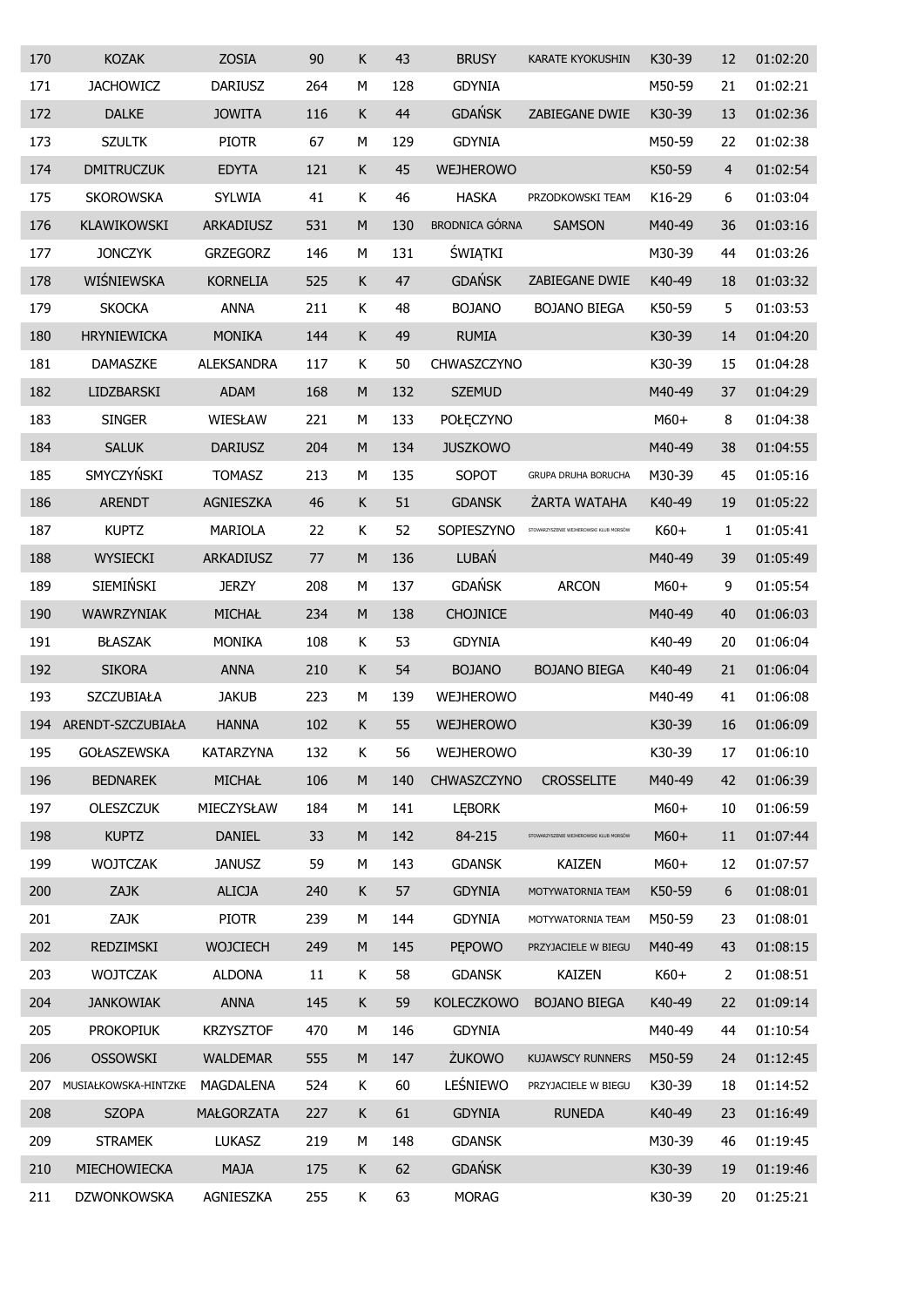| | | | | | | | | | | |
|---|---|---|---|---|---|---|---|---|---|---|
| 170 | KOZAK | ZOSIA | 90 | K | 43 | BRUSY | KARATE KYOKUSHIN | K30-39 | 12 | 01:02:20 |
| 171 | JACHOWICZ | DARIUSZ | 264 | M | 128 | GDYNIA | | M50-59 | 21 | 01:02:21 |
| 172 | DALKE | JOWITA | 116 | K | 44 | GDAŃSK | ZABIEGANE DWIE | K30-39 | 13 | 01:02:36 |
| 173 | SZULTK | PIOTR | 67 | M | 129 | GDYNIA | | M50-59 | 22 | 01:02:38 |
| 174 | DMITRUCZUK | EDYTA | 121 | K | 45 | WEJHEROWO | | K50-59 | 4 | 01:02:54 |
| 175 | SKOROWSKA | SYLWIA | 41 | K | 46 | HASKA | PRZODKOWSKI TEAM | K16-29 | 6 | 01:03:04 |
| 176 | KLAWIKOWSKI | ARKADIUSZ | 531 | M | 130 | BRODNICA GÓRNA | SAMSON | M40-49 | 36 | 01:03:16 |
| 177 | JONCZYK | GRZEGORZ | 146 | M | 131 | ŚWIĄTKI | | M30-39 | 44 | 01:03:26 |
| 178 | WIŚNIEWSKA | KORNELIA | 525 | K | 47 | GDAŃSK | ZABIEGANE DWIE | K40-49 | 18 | 01:03:32 |
| 179 | SKOCKA | ANNA | 211 | K | 48 | BOJANO | BOJANO BIEGA | K50-59 | 5 | 01:03:53 |
| 180 | HRYNIEWICKA | MONIKA | 144 | K | 49 | RUMIA | | K30-39 | 14 | 01:04:20 |
| 181 | DAMASZKE | ALEKSANDRA | 117 | K | 50 | CHWASZCZYNO | | K30-39 | 15 | 01:04:28 |
| 182 | LIDZBARSKI | ADAM | 168 | M | 132 | SZEMUD | | M40-49 | 37 | 01:04:29 |
| 183 | SINGER | WIESŁAW | 221 | M | 133 | POŁĘCZYNO | | M60+ | 8 | 01:04:38 |
| 184 | SALUK | DARIUSZ | 204 | M | 134 | JUSZKOWO | | M40-49 | 38 | 01:04:55 |
| 185 | SMYCZYŃSKI | TOMASZ | 213 | M | 135 | SOPOT | GRUPA DRUHA BORUCHA | M30-39 | 45 | 01:05:16 |
| 186 | ARENDT | AGNIESZKA | 46 | K | 51 | GDANSK | ŻARTA WATAHA | K40-49 | 19 | 01:05:22 |
| 187 | KUPTZ | MARIOLA | 22 | K | 52 | SOPIESZYNO | STOWARZYSZENIE WEJHEROWSKI KLUB MORSÓW | K60+ | 1 | 01:05:41 |
| 188 | WYSIECKI | ARKADIUSZ | 77 | M | 136 | LUBAŃ | | M40-49 | 39 | 01:05:49 |
| 189 | SIEMIŃSKI | JERZY | 208 | M | 137 | GDAŃSK | ARCON | M60+ | 9 | 01:05:54 |
| 190 | WAWRZYNIAK | MICHAŁ | 234 | M | 138 | CHOJNICE | | M40-49 | 40 | 01:06:03 |
| 191 | BŁASZAK | MONIKA | 108 | K | 53 | GDYNIA | | K40-49 | 20 | 01:06:04 |
| 192 | SIKORA | ANNA | 210 | K | 54 | BOJANO | BOJANO BIEGA | K40-49 | 21 | 01:06:04 |
| 193 | SZCZUBIAŁA | JAKUB | 223 | M | 139 | WEJHEROWO | | M40-49 | 41 | 01:06:08 |
| 194 | ARENDT-SZCZUBIAŁA | HANNA | 102 | K | 55 | WEJHEROWO | | K30-39 | 16 | 01:06:09 |
| 195 | GOŁASZEWSKA | KATARZYNA | 132 | K | 56 | WEJHEROWO | | K30-39 | 17 | 01:06:10 |
| 196 | BEDNAREK | MICHAŁ | 106 | M | 140 | CHWASZCZYNO | CROSSELITE | M40-49 | 42 | 01:06:39 |
| 197 | OLESZCZUK | MIECZYSŁAW | 184 | M | 141 | LĘBORK | | M60+ | 10 | 01:06:59 |
| 198 | KUPTZ | DANIEL | 33 | M | 142 | 84-215 | STOWARZYSZENIE WEJHEROWSKI KLUB MORSÓW | M60+ | 11 | 01:07:44 |
| 199 | WOJTCZAK | JANUSZ | 59 | M | 143 | GDANSK | KAIZEN | M60+ | 12 | 01:07:57 |
| 200 | ZAJK | ALICJA | 240 | K | 57 | GDYNIA | MOTYWATORNIA TEAM | K50-59 | 6 | 01:08:01 |
| 201 | ZAJK | PIOTR | 239 | M | 144 | GDYNIA | MOTYWATORNIA TEAM | M50-59 | 23 | 01:08:01 |
| 202 | REDZIMSKI | WOJCIECH | 249 | M | 145 | PĘPOWO | PRZYJACIELE W BIEGU | M40-49 | 43 | 01:08:15 |
| 203 | WOJTCZAK | ALDONA | 11 | K | 58 | GDANSK | KAIZEN | K60+ | 2 | 01:08:51 |
| 204 | JANKOWIAK | ANNA | 145 | K | 59 | KOLECZKOWO | BOJANO BIEGA | K40-49 | 22 | 01:09:14 |
| 205 | PROKOPIUK | KRZYSZTOF | 470 | M | 146 | GDYNIA | | M40-49 | 44 | 01:10:54 |
| 206 | OSSOWSKI | WALDEMAR | 555 | M | 147 | ŻUKOWO | KUJAWSCY RUNNERS | M50-59 | 24 | 01:12:45 |
| 207 | MUSIAŁKOWSKA-HINTZKE | MAGDALENA | 524 | K | 60 | LEŚNIEWO | PRZYJACIELE W BIEGU | K30-39 | 18 | 01:14:52 |
| 208 | SZOPA | MAŁGORZATA | 227 | K | 61 | GDYNIA | RUNEDA | K40-49 | 23 | 01:16:49 |
| 209 | STRAMEK | LUKASZ | 219 | M | 148 | GDANSK | | M30-39 | 46 | 01:19:45 |
| 210 | MIECHOWIECKA | MAJA | 175 | K | 62 | GDAŃSK | | K30-39 | 19 | 01:19:46 |
| 211 | DZWONKOWSKA | AGNIESZKA | 255 | K | 63 | MORAG | | K30-39 | 20 | 01:25:21 |